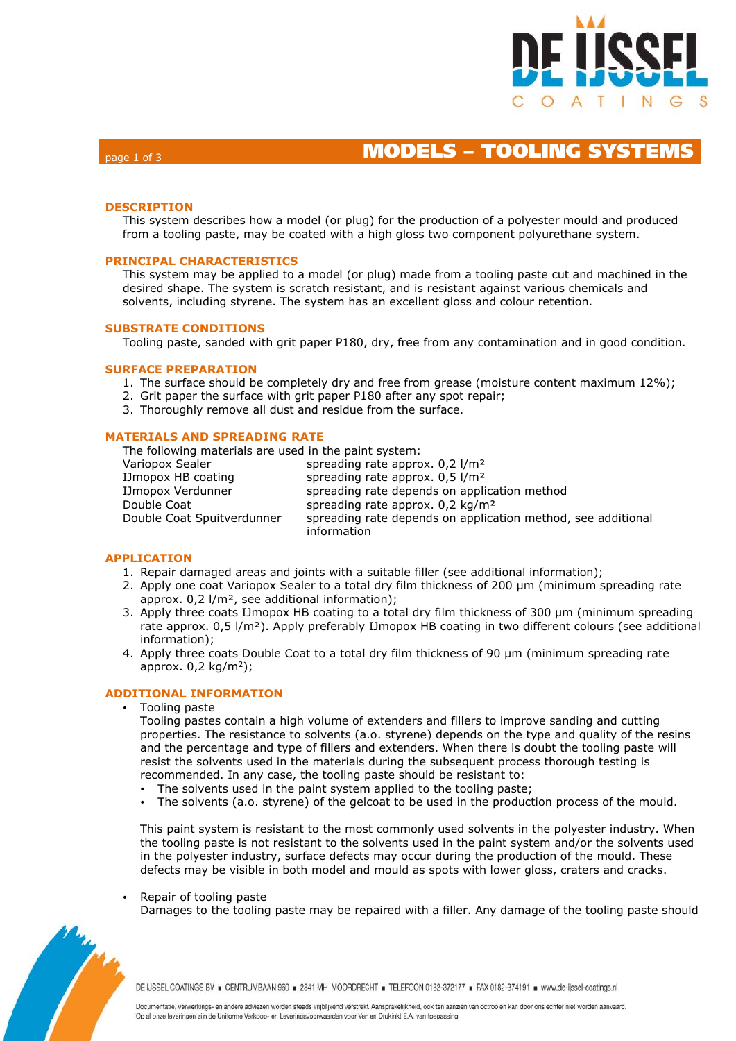# MODELS – TOOLING SYSTEMS

## DESCRIPTION

This system describes how a model (or plug) for the production of a polyester mould and produced from a tooling paste, may be coated with a high gloss two component polyurethane system.

## PRINCIPAL CHARACTERISTICS

This system may be applied to a model (or plug) made from a tooling paste cut and machined in the desired shape. The system is scratch resistant, and is resistant against various chemicals and solvents, including styrene. The system has an excellent gloss and colour retention.

## SUBSTRATE CONDITIONS

Tooling paste, sanded with grit paper P180, dry, free from any contamination and in good condition.

## SURFACE PREPARATION

1. The surface should be completely dry and free from grease (moisture content maximum 12%);
2. Grit paper the surface with grit paper P180 after any spot repair;
3. Thoroughly remove all dust and residue from the surface.

## MATERIALS AND SPREADING RATE

The following materials are used in the paint system:

| | |
|---|---|
| Variopox Sealer | spreading rate approx. 0,2 l/m² |
| IJmopox HB coating | spreading rate approx. 0,5 l/m² |
| IJmopox Verdunner | spreading rate depends on application method |
| Double Coat | spreading rate approx. 0,2 kg/m² |
| Double Coat Spuitverdunner | spreading rate depends on application method, see additional information |

## APPLICATION

1. Repair damaged areas and joints with a suitable filler (see additional information);
2. Apply one coat Variopox Sealer to a total dry film thickness of 200 µm (minimum spreading rate approx. 0,2 l/m², see additional information);
3. Apply three coats IJmopox HB coating to a total dry film thickness of 300 µm (minimum spreading rate approx. 0,5 l/m²). Apply preferably IJmopox HB coating in two different colours (see additional information);
4. Apply three coats Double Coat to a total dry film thickness of 90 µm (minimum spreading rate approx. 0,2 kg/m²);

## ADDITIONAL INFORMATION

- Tooling paste

  Tooling pastes contain a high volume of extenders and fillers to improve sanding and cutting properties. The resistance to solvents (a.o. styrene) depends on the type and quality of the resins and the percentage and type of fillers and extenders. When there is doubt the tooling paste will resist the solvents used in the materials during the subsequent process thorough testing is recommended. In any case, the tooling paste should be resistant to:
  - The solvents used in the paint system applied to the tooling paste;
  - The solvents (a.o. styrene) of the gelcoat to be used in the production process of the mould.

  This paint system is resistant to the most commonly used solvents in the polyester industry. When the tooling paste is not resistant to the solvents used in the paint system and/or the solvents used in the polyester industry, surface defects may occur during the production of the mould. These defects may be visible in both model and mould as spots with lower gloss, craters and cracks.

- Repair of tooling paste

  Damages to the tooling paste may be repaired with a filler. Any damage of the tooling paste should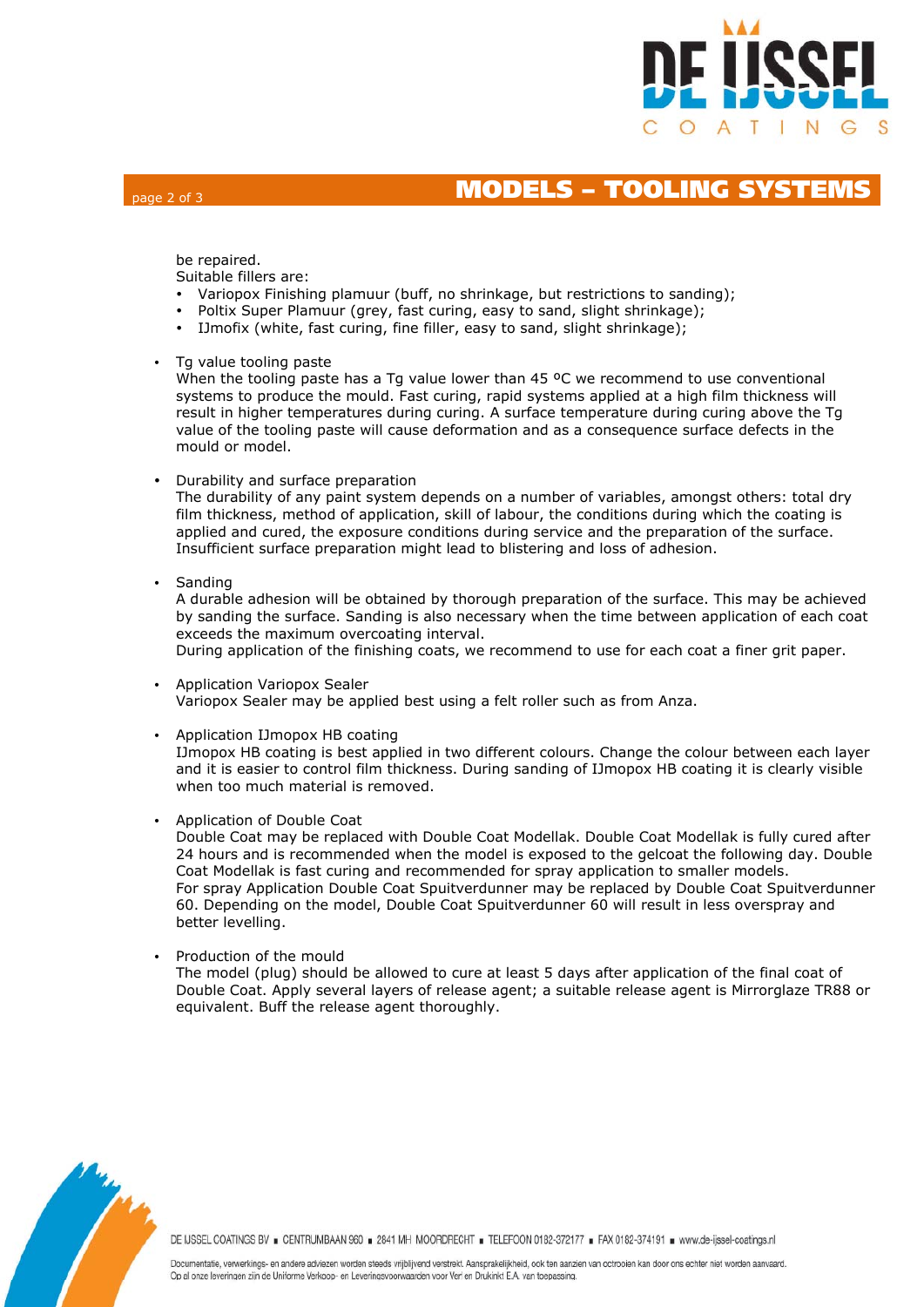be repaired.
Suitable fillers are:

- Variopox Finishing plamuur (buff, no shrinkage, but restrictions to sanding);
- Poltix Super Plamuur (grey, fast curing, easy to sand, slight shrinkage);
- IJmofix (white, fast curing, fine filler, easy to sand, slight shrinkage);

- Tg value tooling paste
  When the tooling paste has a Tg value lower than 45 ºC we recommend to use conventional systems to produce the mould. Fast curing, rapid systems applied at a high film thickness will result in higher temperatures during curing. A surface temperature during curing above the Tg value of the tooling paste will cause deformation and as a consequence surface defects in the mould or model.

- Durability and surface preparation
  The durability of any paint system depends on a number of variables, amongst others: total dry film thickness, method of application, skill of labour, the conditions during which the coating is applied and cured, the exposure conditions during service and the preparation of the surface. Insufficient surface preparation might lead to blistering and loss of adhesion.

- Sanding
  A durable adhesion will be obtained by thorough preparation of the surface. This may be achieved by sanding the surface. Sanding is also necessary when the time between application of each coat exceeds the maximum overcoating interval.
  During application of the finishing coats, we recommend to use for each coat a finer grit paper.

- Application Variopox Sealer
  Variopox Sealer may be applied best using a felt roller such as from Anza.

- Application IJmopox HB coating
  IJmopox HB coating is best applied in two different colours. Change the colour between each layer and it is easier to control film thickness. During sanding of IJmopox HB coating it is clearly visible when too much material is removed.

- Application of Double Coat
  Double Coat may be replaced with Double Coat Modellak. Double Coat Modellak is fully cured after 24 hours and is recommended when the model is exposed to the gelcoat the following day. Double Coat Modellak is fast curing and recommended for spray application to smaller models.
  For spray Application Double Coat Spuitverdunner may be replaced by Double Coat Spuitverdunner 60. Depending on the model, Double Coat Spuitverdunner 60 will result in less overspray and better levelling.

- Production of the mould
  The model (plug) should be allowed to cure at least 5 days after application of the final coat of Double Coat. Apply several layers of release agent; a suitable release agent is Mirrorglaze TR88 or equivalent. Buff the release agent thoroughly.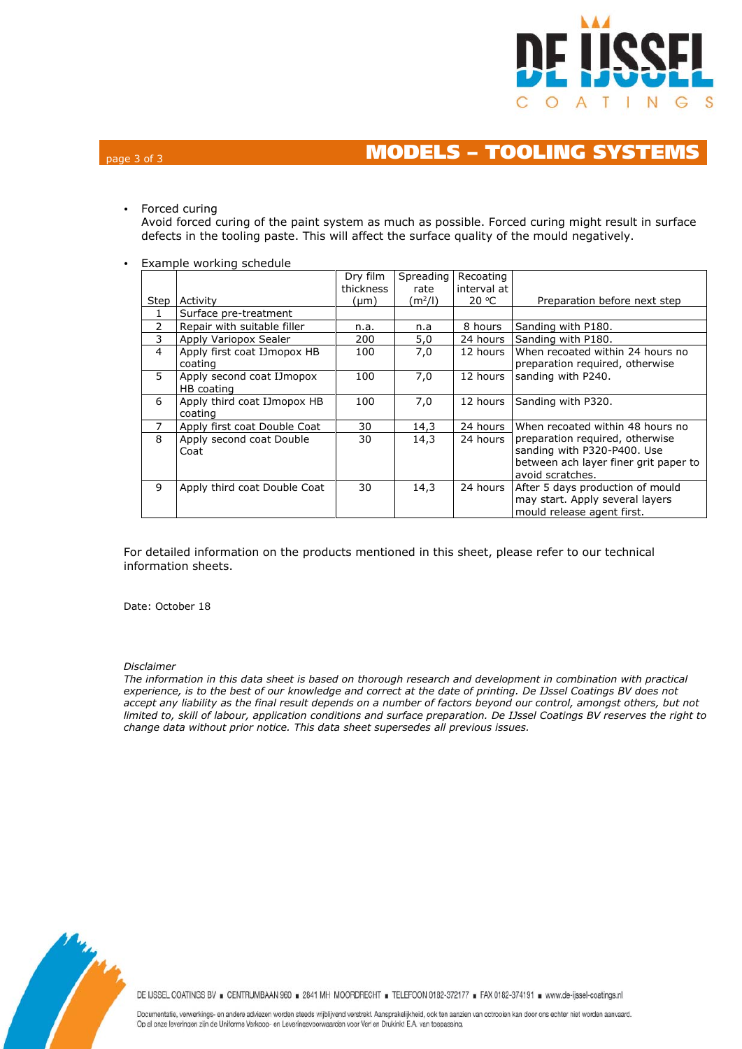## MODELS – TOOLING SYSTEMS

- Forced curing
  Avoid forced curing of the paint system as much as possible. Forced curing might result in surface defects in the tooling paste. This will affect the surface quality of the mould negatively.

- Example working schedule

| Step | Activity | Dry film thickness (µm) | Spreading rate ($m^2/l$) | Recoating interval at 20 °C | Preparation before next step |
|---|---|---|---|---|---|
| 1 | Surface pre-treatment | | | | |
| 2 | Repair with suitable filler | n.a. | n.a | 8 hours | Sanding with P180. |
| 3 | Apply Variopox Sealer | 200 | 5,0 | 24 hours | Sanding with P180. |
| 4 | Apply first coat IJmopox HB coating | 100 | 7,0 | 12 hours | When recoated within 24 hours no preparation required, otherwise sanding with P240. |
| 5 | Apply second coat IJmopox HB coating | 100 | 7,0 | 12 hours | |
| 6 | Apply third coat IJmopox HB coating | 100 | 7,0 | 12 hours | Sanding with P320. |
| 7 | Apply first coat Double Coat | 30 | 14,3 | 24 hours | When recoated within 48 hours no preparation required, otherwise sanding with P320-P400. Use between ach layer finer grit paper to avoid scratches. |
| 8 | Apply second coat Double Coat | 30 | 14,3 | 24 hours | |
| 9 | Apply third coat Double Coat | 30 | 14,3 | 24 hours | After 5 days production of mould may start. Apply several layers mould release agent first. |

For detailed information on the products mentioned in this sheet, please refer to our technical information sheets.

Date: October 18

*Disclaimer*
*The information in this data sheet is based on thorough research and development in combination with practical experience, is to the best of our knowledge and correct at the date of printing. De IJssel Coatings BV does not accept any liability as the final result depends on a number of factors beyond our control, amongst others, but not limited to, skill of labour, application conditions and surface preparation. De IJssel Coatings BV reserves the right to change data without prior notice. This data sheet supersedes all previous issues.*

DE IJSSEL COATINGS BV ▪ CENTRUMBAAN 960 ▪ 2841 MH MOORDRECHT ▪ TELEFOON 0182-372177 ▪ FAX 0182-374191 ▪ www.de-ijssel-coatings.nl

Documentatie, verwerkings- en andere adviezen worden steeds vrijblijvend verstrekt. Aansprakelijkheid, ook ten aanzien van octrooien kan door ons echter niet worden aanvaard.
Op al onze leveringen zijn de Uniforme Verkoop- en Leveringsvoorwaarden voor Verf en Drukinkt E.A. van toepassing.